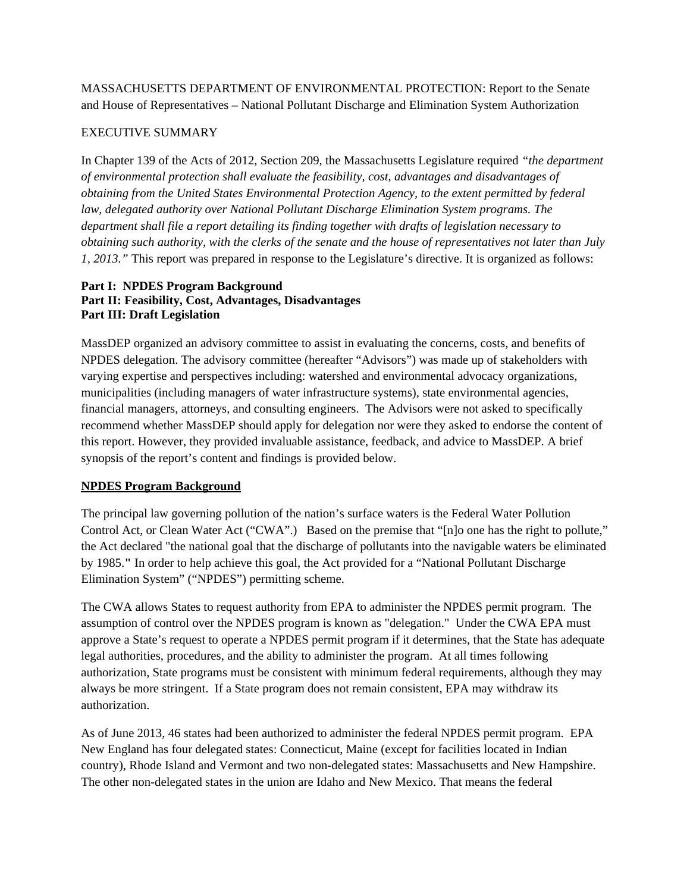MASSACHUSETTS DEPARTMENT OF ENVIRONMENTAL PROTECTION: Report to the Senate and House of Representatives – National Pollutant Discharge and Elimination System Authorization

EXECUTIVE SUMMARY

In Chapter 139 of the Acts of 2012, Section 209, the Massachusetts Legislature required *"the department of environmental protection shall evaluate the feasibility, cost, advantages and disadvantages of obtaining from the United States Environmental Protection Agency, to the extent permitted by federal law, delegated authority over National Pollutant Discharge Elimination System programs. The department shall file a report detailing its finding together with drafts of legislation necessary to obtaining such authority, with the clerks of the senate and the house of representatives not later than July 1, 2013."* This report was prepared in response to the Legislature's directive. It is organized as follows:

**Part I: NPDES Program Background**
**Part II: Feasibility, Cost, Advantages, Disadvantages**
**Part III: Draft Legislation**

MassDEP organized an advisory committee to assist in evaluating the concerns, costs, and benefits of NPDES delegation. The advisory committee (hereafter "Advisors") was made up of stakeholders with varying expertise and perspectives including: watershed and environmental advocacy organizations, municipalities (including managers of water infrastructure systems), state environmental agencies, financial managers, attorneys, and consulting engineers. The Advisors were not asked to specifically recommend whether MassDEP should apply for delegation nor were they asked to endorse the content of this report. However, they provided invaluable assistance, feedback, and advice to MassDEP. A brief synopsis of the report's content and findings is provided below.

**NPDES Program Background**

The principal law governing pollution of the nation's surface waters is the Federal Water Pollution Control Act, or Clean Water Act ("CWA".) Based on the premise that "[n]o one has the right to pollute," the Act declared "the national goal that the discharge of pollutants into the navigable waters be eliminated by 1985." In order to help achieve this goal, the Act provided for a "National Pollutant Discharge Elimination System" ("NPDES") permitting scheme.

The CWA allows States to request authority from EPA to administer the NPDES permit program. The assumption of control over the NPDES program is known as "delegation." Under the CWA EPA must approve a State's request to operate a NPDES permit program if it determines, that the State has adequate legal authorities, procedures, and the ability to administer the program. At all times following authorization, State programs must be consistent with minimum federal requirements, although they may always be more stringent. If a State program does not remain consistent, EPA may withdraw its authorization.

As of June 2013, 46 states had been authorized to administer the federal NPDES permit program. EPA New England has four delegated states: Connecticut, Maine (except for facilities located in Indian country), Rhode Island and Vermont and two non-delegated states: Massachusetts and New Hampshire. The other non-delegated states in the union are Idaho and New Mexico. That means the federal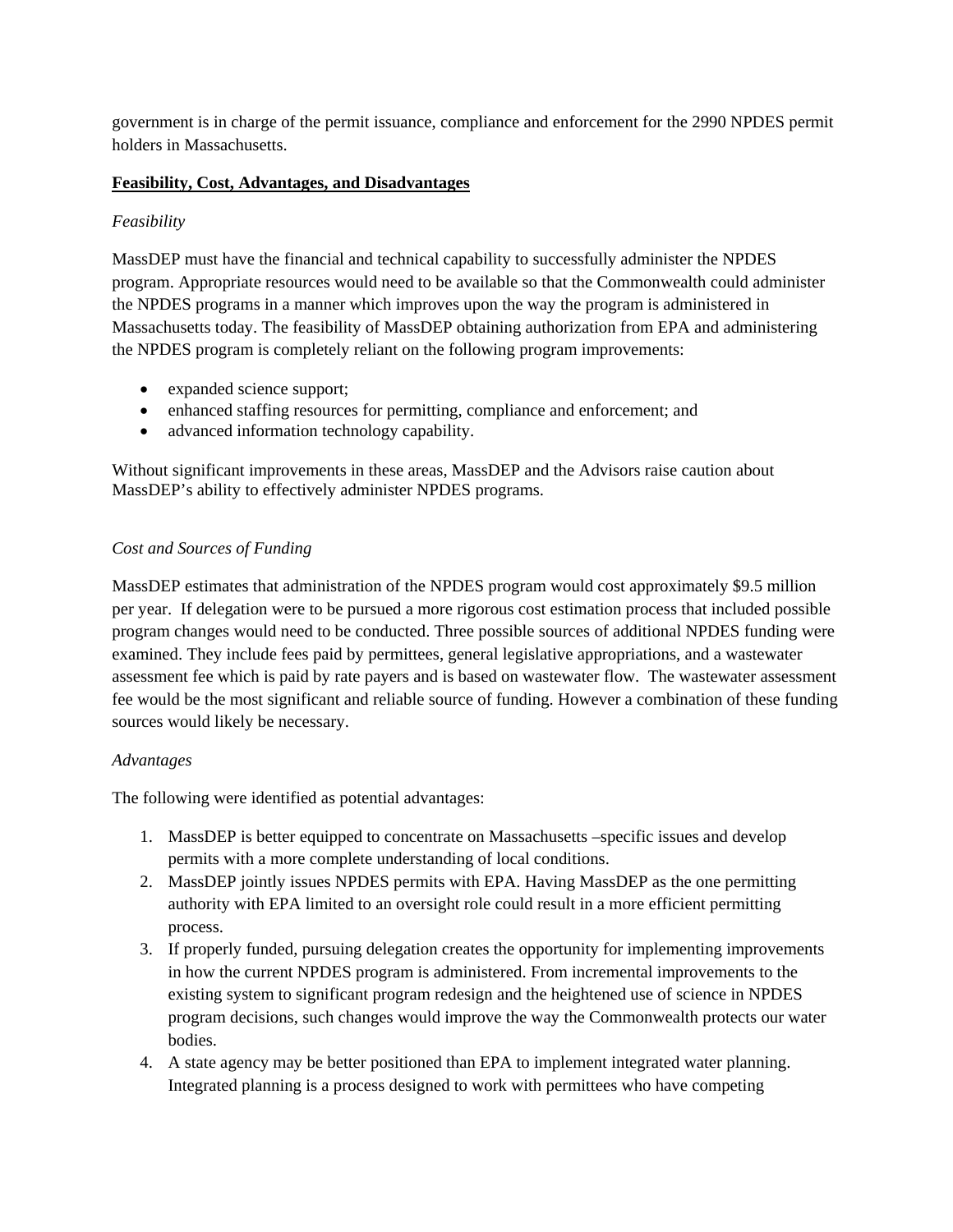government is in charge of the permit issuance, compliance and enforcement for the 2990 NPDES permit holders in Massachusetts.

**Feasibility, Cost, Advantages, and Disadvantages**

*Feasibility*

MassDEP must have the financial and technical capability to successfully administer the NPDES program. Appropriate resources would need to be available so that the Commonwealth could administer the NPDES programs in a manner which improves upon the way the program is administered in Massachusetts today. The feasibility of MassDEP obtaining authorization from EPA and administering the NPDES program is completely reliant on the following program improvements:

- expanded science support;
- enhanced staffing resources for permitting, compliance and enforcement; and
- advanced information technology capability.

Without significant improvements in these areas, MassDEP and the Advisors raise caution about MassDEP's ability to effectively administer NPDES programs.

*Cost and Sources of Funding*

MassDEP estimates that administration of the NPDES program would cost approximately $9.5 million per year. If delegation were to be pursued a more rigorous cost estimation process that included possible program changes would need to be conducted. Three possible sources of additional NPDES funding were examined. They include fees paid by permittees, general legislative appropriations, and a wastewater assessment fee which is paid by rate payers and is based on wastewater flow. The wastewater assessment fee would be the most significant and reliable source of funding. However a combination of these funding sources would likely be necessary.

*Advantages*

The following were identified as potential advantages:

1. MassDEP is better equipped to concentrate on Massachusetts –specific issues and develop permits with a more complete understanding of local conditions.
2. MassDEP jointly issues NPDES permits with EPA. Having MassDEP as the one permitting authority with EPA limited to an oversight role could result in a more efficient permitting process.
3. If properly funded, pursuing delegation creates the opportunity for implementing improvements in how the current NPDES program is administered. From incremental improvements to the existing system to significant program redesign and the heightened use of science in NPDES program decisions, such changes would improve the way the Commonwealth protects our water bodies.
4. A state agency may be better positioned than EPA to implement integrated water planning. Integrated planning is a process designed to work with permittees who have competing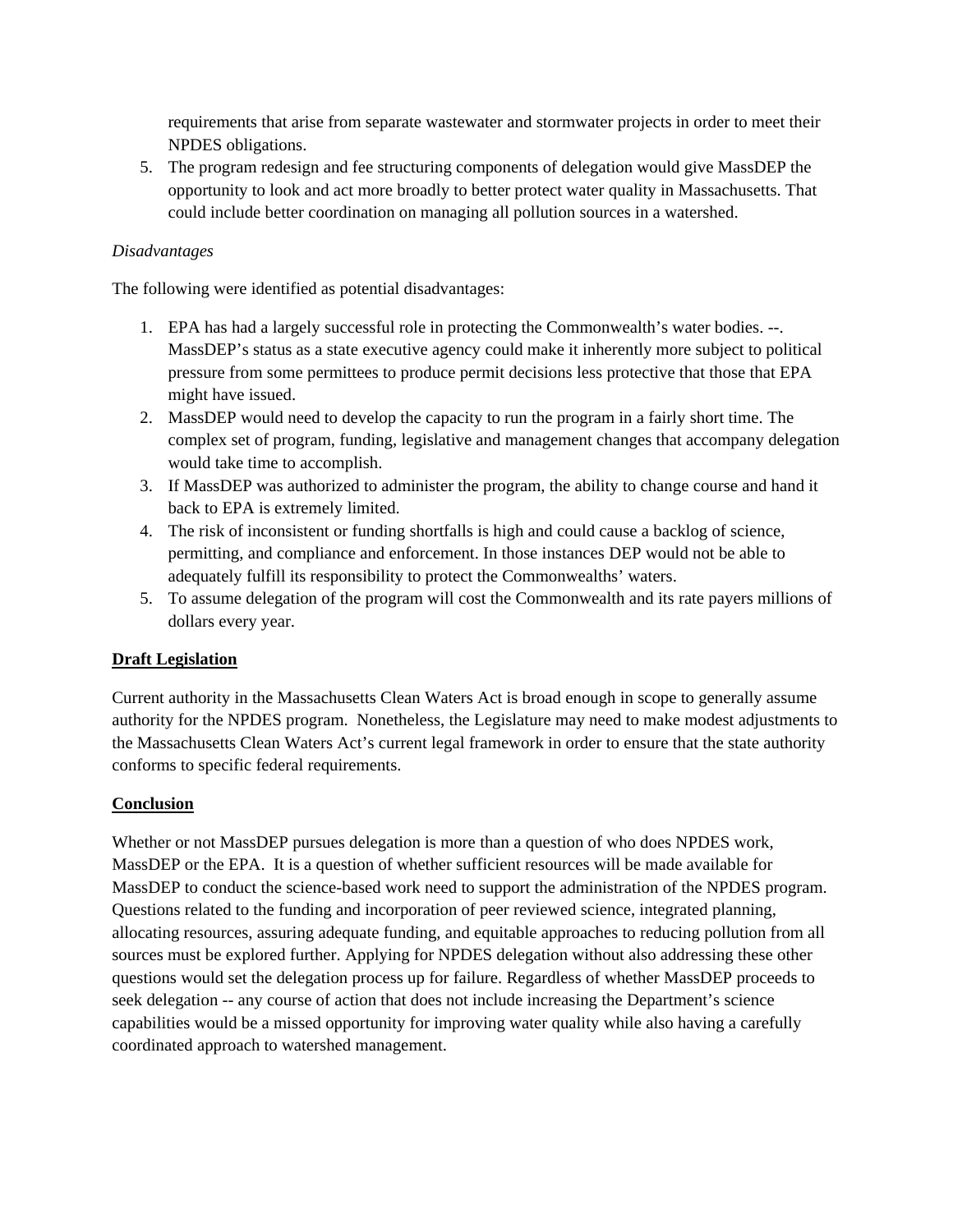requirements that arise from separate wastewater and stormwater projects in order to meet their NPDES obligations.

5. The program redesign and fee structuring components of delegation would give MassDEP the opportunity to look and act more broadly to better protect water quality in Massachusetts. That could include better coordination on managing all pollution sources in a watershed.

*Disadvantages*

The following were identified as potential disadvantages:

1. EPA has had a largely successful role in protecting the Commonwealth's water bodies. --. MassDEP's status as a state executive agency could make it inherently more subject to political pressure from some permittees to produce permit decisions less protective that those that EPA might have issued.
2. MassDEP would need to develop the capacity to run the program in a fairly short time. The complex set of program, funding, legislative and management changes that accompany delegation would take time to accomplish.
3. If MassDEP was authorized to administer the program, the ability to change course and hand it back to EPA is extremely limited.
4. The risk of inconsistent or funding shortfalls is high and could cause a backlog of science, permitting, and compliance and enforcement. In those instances DEP would not be able to adequately fulfill its responsibility to protect the Commonwealths' waters.
5. To assume delegation of the program will cost the Commonwealth and its rate payers millions of dollars every year.

**Draft Legislation**

Current authority in the Massachusetts Clean Waters Act is broad enough in scope to generally assume authority for the NPDES program. Nonetheless, the Legislature may need to make modest adjustments to the Massachusetts Clean Waters Act's current legal framework in order to ensure that the state authority conforms to specific federal requirements.

**Conclusion**

Whether or not MassDEP pursues delegation is more than a question of who does NPDES work, MassDEP or the EPA. It is a question of whether sufficient resources will be made available for MassDEP to conduct the science-based work need to support the administration of the NPDES program. Questions related to the funding and incorporation of peer reviewed science, integrated planning, allocating resources, assuring adequate funding, and equitable approaches to reducing pollution from all sources must be explored further. Applying for NPDES delegation without also addressing these other questions would set the delegation process up for failure. Regardless of whether MassDEP proceeds to seek delegation -- any course of action that does not include increasing the Department's science capabilities would be a missed opportunity for improving water quality while also having a carefully coordinated approach to watershed management.